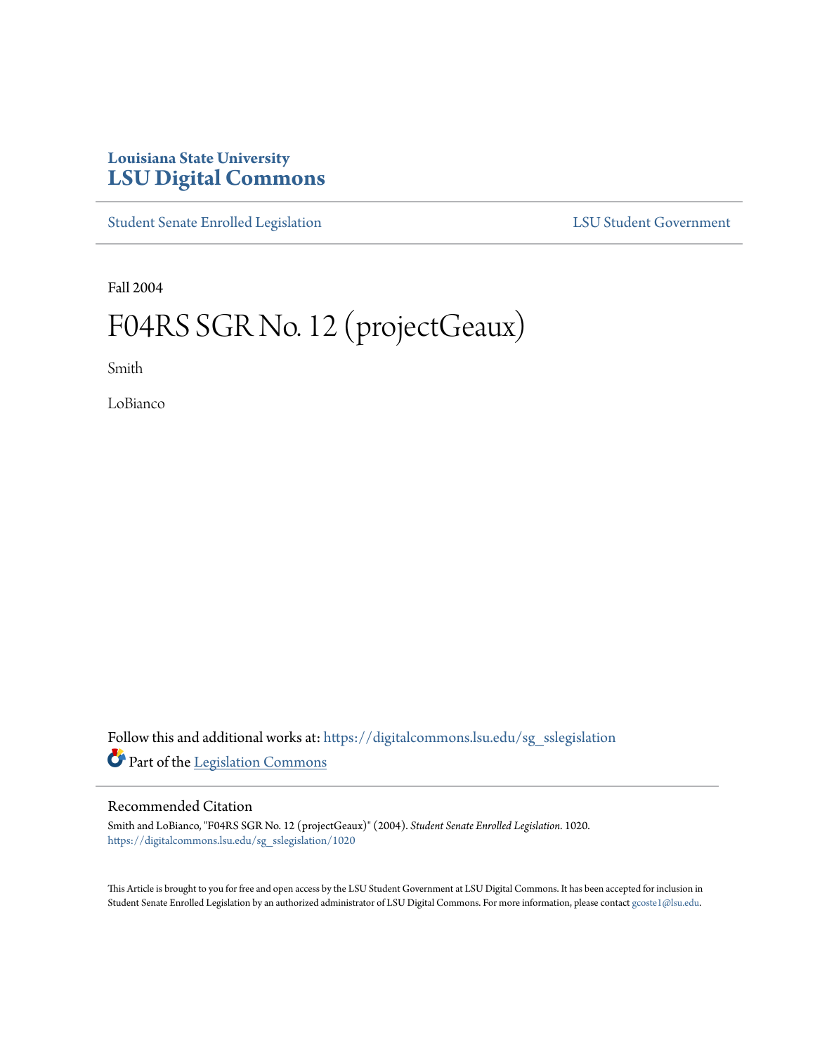Louisiana State University
# LSU Digital Commons

Student Senate Enrolled Legislation | LSU Student Government

Fall 2004

# F04RS SGR No. 12 (projectGeaux)

Smith

LoBianco

Follow this and additional works at: https://digitalcommons.lsu.edu/sg_sslegislation

Part of the Legislation Commons

## Recommended Citation

Smith and LoBianco, "F04RS SGR No. 12 (projectGeaux)" (2004). *Student Senate Enrolled Legislation*. 1020.
https://digitalcommons.lsu.edu/sg_sslegislation/1020

This Article is brought to you for free and open access by the LSU Student Government at LSU Digital Commons. It has been accepted for inclusion in Student Senate Enrolled Legislation by an authorized administrator of LSU Digital Commons. For more information, please contact gcoste1@lsu.edu.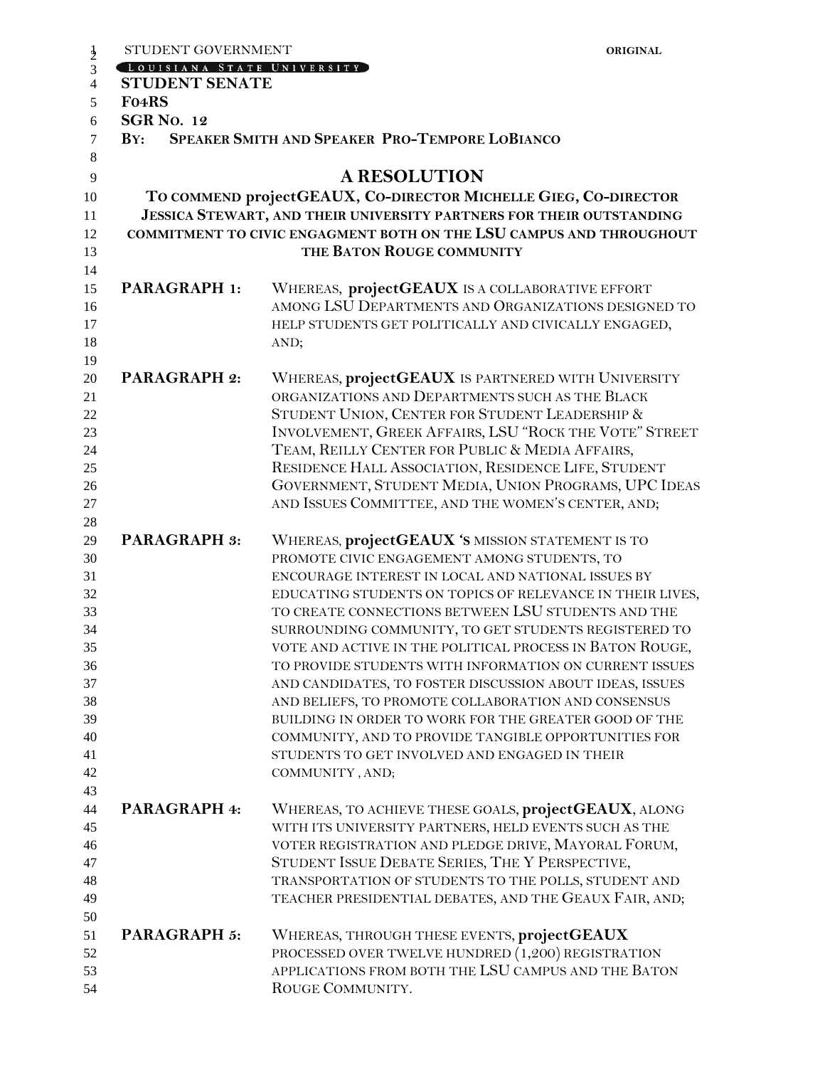STUDENT GOVERNMENT **ORIGINAL**

LOUISIANA STATE UNIVERSITY

**STUDENT SENATE**

**F04RS**

**SGR NO. 12**

**BY: SPEAKER SMITH AND SPEAKER PRO-TEMPORE LOBIANCO**

# A RESOLUTION

**TO COMMEND projectGEAUX, CO-DIRECTOR MICHELLE GIEG, CO-DIRECTOR JESSICA STEWART, AND THEIR UNIVERSITY PARTNERS FOR THEIR OUTSTANDING COMMITMENT TO CIVIC ENGAGMENT BOTH ON THE LSU CAMPUS AND THROUGHOUT THE BATON ROUGE COMMUNITY**

**PARAGRAPH 1:** WHEREAS, **projectGEAUX** IS A COLLABORATIVE EFFORT AMONG LSU DEPARTMENTS AND ORGANIZATIONS DESIGNED TO HELP STUDENTS GET POLITICALLY AND CIVICALLY ENGAGED, AND;

**PARAGRAPH 2:** WHEREAS, **projectGEAUX** IS PARTNERED WITH UNIVERSITY ORGANIZATIONS AND DEPARTMENTS SUCH AS THE BLACK STUDENT UNION, CENTER FOR STUDENT LEADERSHIP & INVOLVEMENT, GREEK AFFAIRS, LSU "ROCK THE VOTE" STREET TEAM, REILLY CENTER FOR PUBLIC & MEDIA AFFAIRS, RESIDENCE HALL ASSOCIATION, RESIDENCE LIFE, STUDENT GOVERNMENT, STUDENT MEDIA, UNION PROGRAMS, UPC IDEAS AND ISSUES COMMITTEE, AND THE WOMEN'S CENTER, AND;

**PARAGRAPH 3:** WHEREAS, **projectGEAUX 'S** MISSION STATEMENT IS TO PROMOTE CIVIC ENGAGEMENT AMONG STUDENTS, TO ENCOURAGE INTEREST IN LOCAL AND NATIONAL ISSUES BY EDUCATING STUDENTS ON TOPICS OF RELEVANCE IN THEIR LIVES, TO CREATE CONNECTIONS BETWEEN LSU STUDENTS AND THE SURROUNDING COMMUNITY, TO GET STUDENTS REGISTERED TO VOTE AND ACTIVE IN THE POLITICAL PROCESS IN BATON ROUGE, TO PROVIDE STUDENTS WITH INFORMATION ON CURRENT ISSUES AND CANDIDATES, TO FOSTER DISCUSSION ABOUT IDEAS, ISSUES AND BELIEFS, TO PROMOTE COLLABORATION AND CONSENSUS BUILDING IN ORDER TO WORK FOR THE GREATER GOOD OF THE COMMUNITY, AND TO PROVIDE TANGIBLE OPPORTUNITIES FOR STUDENTS TO GET INVOLVED AND ENGAGED IN THEIR COMMUNITY , AND;

**PARAGRAPH 4:** WHEREAS, TO ACHIEVE THESE GOALS, **projectGEAUX**, ALONG WITH ITS UNIVERSITY PARTNERS, HELD EVENTS SUCH AS THE VOTER REGISTRATION AND PLEDGE DRIVE, MAYORAL FORUM, STUDENT ISSUE DEBATE SERIES, THE Y PERSPECTIVE, TRANSPORTATION OF STUDENTS TO THE POLLS, STUDENT AND TEACHER PRESIDENTIAL DEBATES, AND THE GEAUX FAIR, AND;

**PARAGRAPH 5:** WHEREAS, THROUGH THESE EVENTS, **projectGEAUX** PROCESSED OVER TWELVE HUNDRED (1,200) REGISTRATION APPLICATIONS FROM BOTH THE LSU CAMPUS AND THE BATON ROUGE COMMUNITY.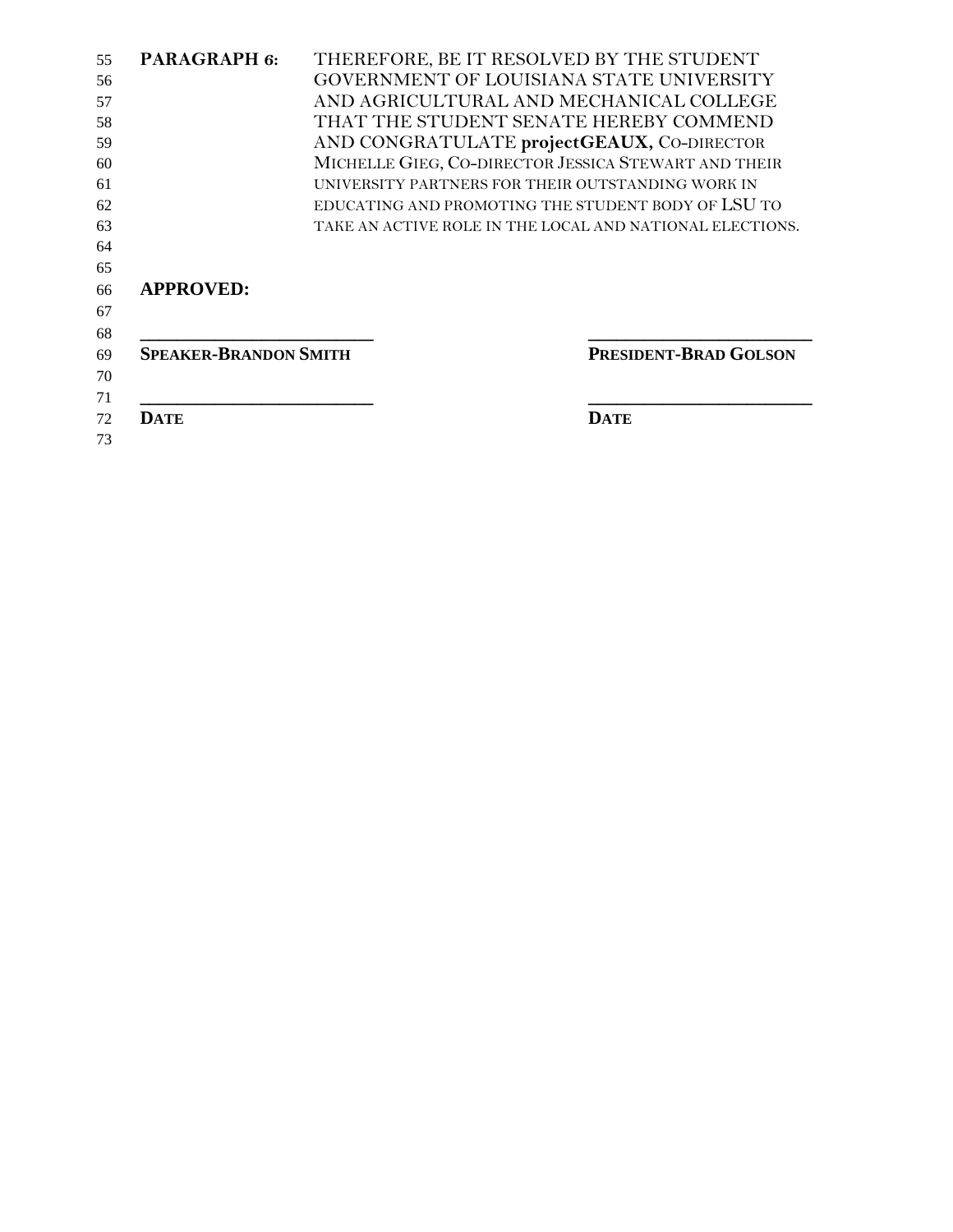**PARAGRAPH 6:** THEREFORE, BE IT RESOLVED BY THE STUDENT GOVERNMENT OF LOUISIANA STATE UNIVERSITY AND AGRICULTURAL AND MECHANICAL COLLEGE THAT THE STUDENT SENATE HEREBY COMMEND AND CONGRATULATE **projectGEAUX,** CO-DIRECTOR MICHELLE GIEG, CO-DIRECTOR JESSICA STEWART AND THEIR UNIVERSITY PARTNERS FOR THEIR OUTSTANDING WORK IN EDUCATING AND PROMOTING THE STUDENT BODY OF LSU TO TAKE AN ACTIVE ROLE IN THE LOCAL AND NATIONAL ELECTIONS.

**APPROVED:**

| | |
|---|---|
| ______________________ | ______________________ |
| **SPEAKER-BRANDON SMITH** | **PRESIDENT-BRAD GOLSON** |
| ______________________ | ______________________ |
| **DATE** | **DATE** |